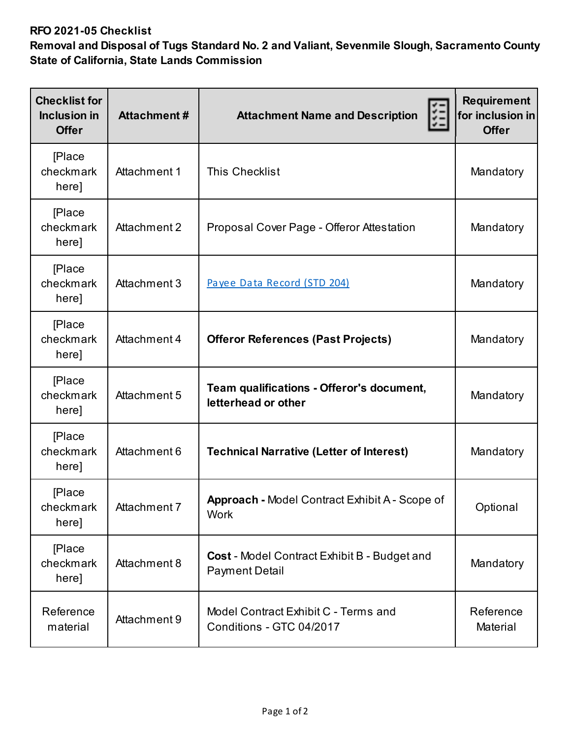**RFO 2021-05 Checklist**
**Removal and Disposal of Tugs Standard No. 2 and Valiant, Sevenmile Slough, Sacramento County**
**State of California, State Lands Commission**

| Checklist for Inclusion in Offer | Attachment # | Attachment Name and Description | Requirement for inclusion in Offer |
|---|---|---|---|
| [Place checkmark here] | Attachment 1 | This Checklist | Mandatory |
| [Place checkmark here] | Attachment 2 | Proposal Cover Page - Offeror Attestation | Mandatory |
| [Place checkmark here] | Attachment 3 | Payee Data Record (STD 204) | Mandatory |
| [Place checkmark here] | Attachment 4 | **Offeror References (Past Projects)** | Mandatory |
| [Place checkmark here] | Attachment 5 | **Team qualifications - Offeror's document, letterhead or other** | Mandatory |
| [Place checkmark here] | Attachment 6 | **Technical Narrative (Letter of Interest)** | Mandatory |
| [Place checkmark here] | Attachment 7 | **Approach -** Model Contract Exhibit A - Scope of Work | Optional |
| [Place checkmark here] | Attachment 8 | **Cost** - Model Contract Exhibit B - Budget and Payment Detail | Mandatory |
| Reference material | Attachment 9 | Model Contract Exhibit C - Terms and Conditions - GTC 04/2017 | Reference Material |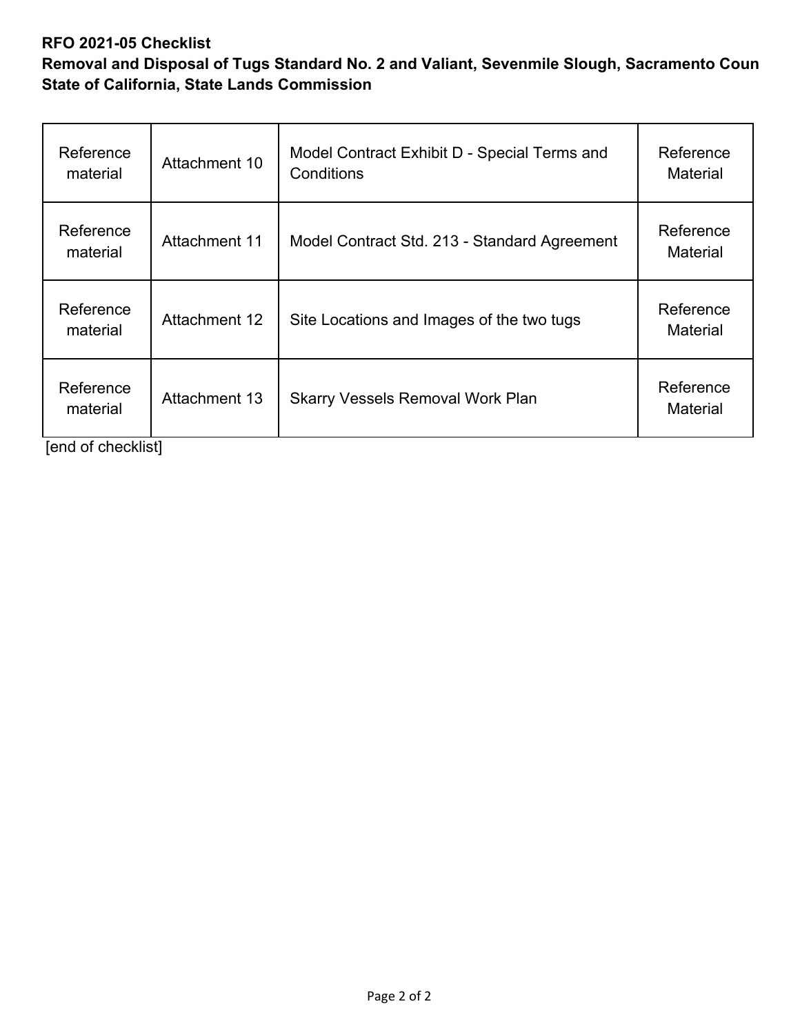**RFO 2021-05 Checklist**

**Removal and Disposal of Tugs Standard No. 2 and Valiant, Sevenmile Slough, Sacramento Coun**

**State of California, State Lands Commission**

| | | | |
|---|---|---|---|
| Reference material | Attachment 10 | Model Contract Exhibit D - Special Terms and Conditions | Reference Material |
| Reference material | Attachment 11 | Model Contract Std. 213 - Standard Agreement | Reference Material |
| Reference material | Attachment 12 | Site Locations and Images of the two tugs | Reference Material |
| Reference material | Attachment 13 | Skarry Vessels Removal Work Plan | Reference Material |

[end of checklist]